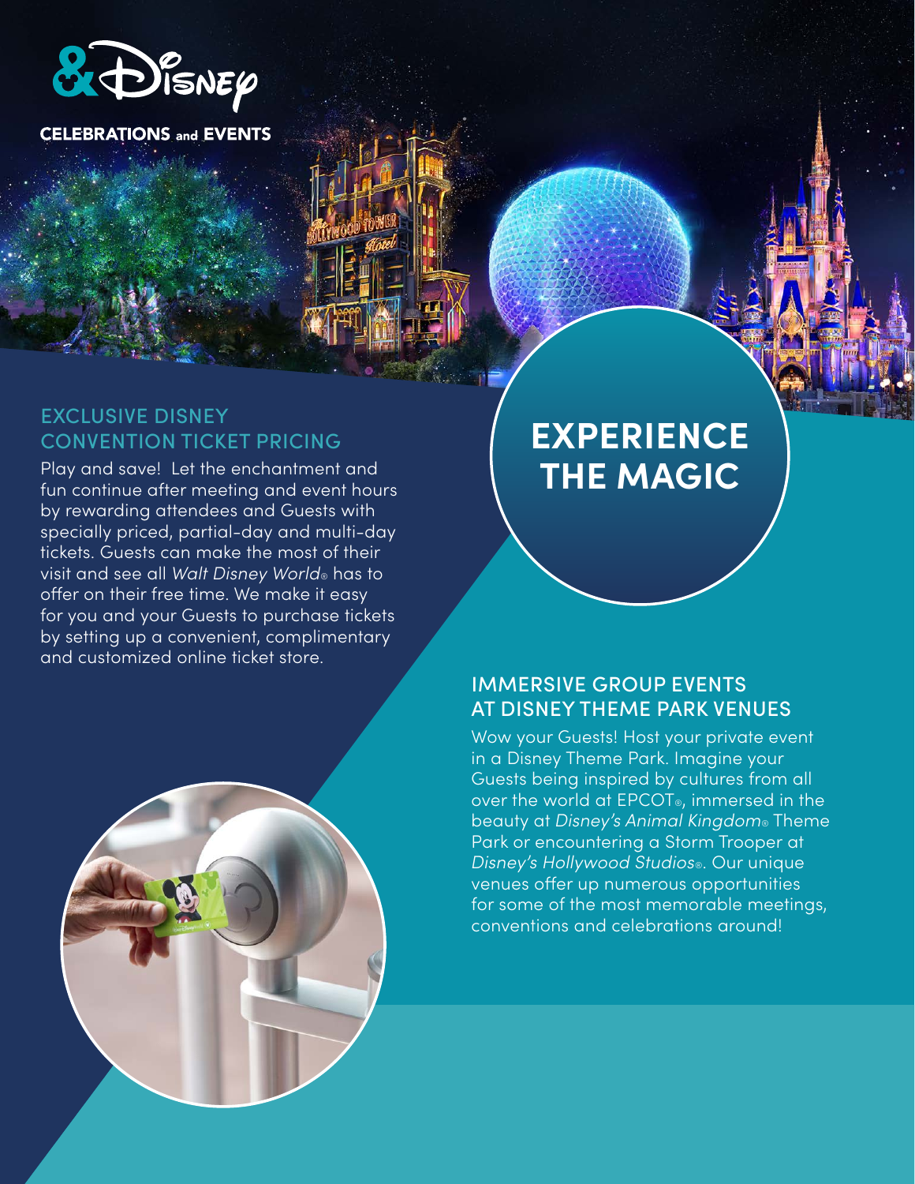&Disney

CELEBRATIONS and EVENTS

# EXPERIENCE THE MAGIC

## EXCLUSIVE DISNEY CONVENTION TICKET PRICING

Play and save! Let the enchantment and fun continue after meeting and event hours by rewarding attendees and Guests with specially priced, partial-day and multi-day tickets. Guests can make the most of their visit and see all *Walt Disney World*® has to offer on their free time. We make it easy for you and your Guests to purchase tickets by setting up a convenient, complimentary and customized online ticket store.

## IMMERSIVE GROUP EVENTS AT DISNEY THEME PARK VENUES

Wow your Guests! Host your private event in a Disney Theme Park. Imagine your Guests being inspired by cultures from all over the world at EPCOT®, immersed in the beauty at *Disney's Animal Kingdom*® Theme Park or encountering a Storm Trooper at *Disney's Hollywood Studios*®. Our unique venues offer up numerous opportunities for some of the most memorable meetings, conventions and celebrations around!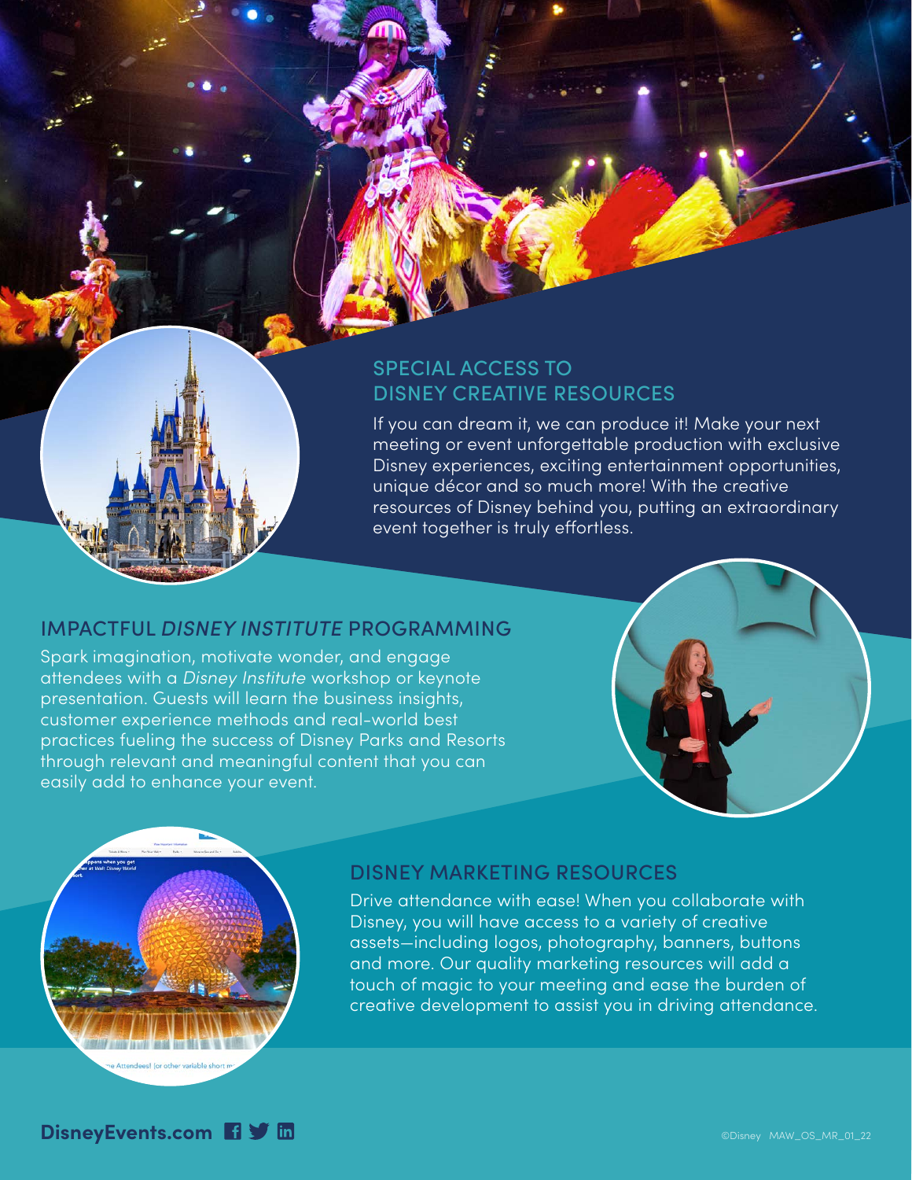## SPECIAL ACCESS TO DISNEY CREATIVE RESOURCES

If you can dream it, we can produce it! Make your next meeting or event unforgettable production with exclusive Disney experiences, exciting entertainment opportunities, unique décor and so much more! With the creative resources of Disney behind you, putting an extraordinary event together is truly effortless.

## IMPACTFUL *DISNEY INSTITUTE* PROGRAMMING

Spark imagination, motivate wonder, and engage attendees with a *Disney Institute* workshop or keynote presentation. Guests will learn the business insights, customer experience methods and real-world best practices fueling the success of Disney Parks and Resorts through relevant and meaningful content that you can easily add to enhance your event.

## DISNEY MARKETING RESOURCES

Drive attendance with ease! When you collaborate with Disney, you will have access to a variety of creative assets—including logos, photography, banners, buttons and more. Our quality marketing resources will add a touch of magic to your meeting and ease the burden of creative development to assist you in driving attendance.

**DisneyEvents.com**

©Disney MAW_OS_MR_01_22